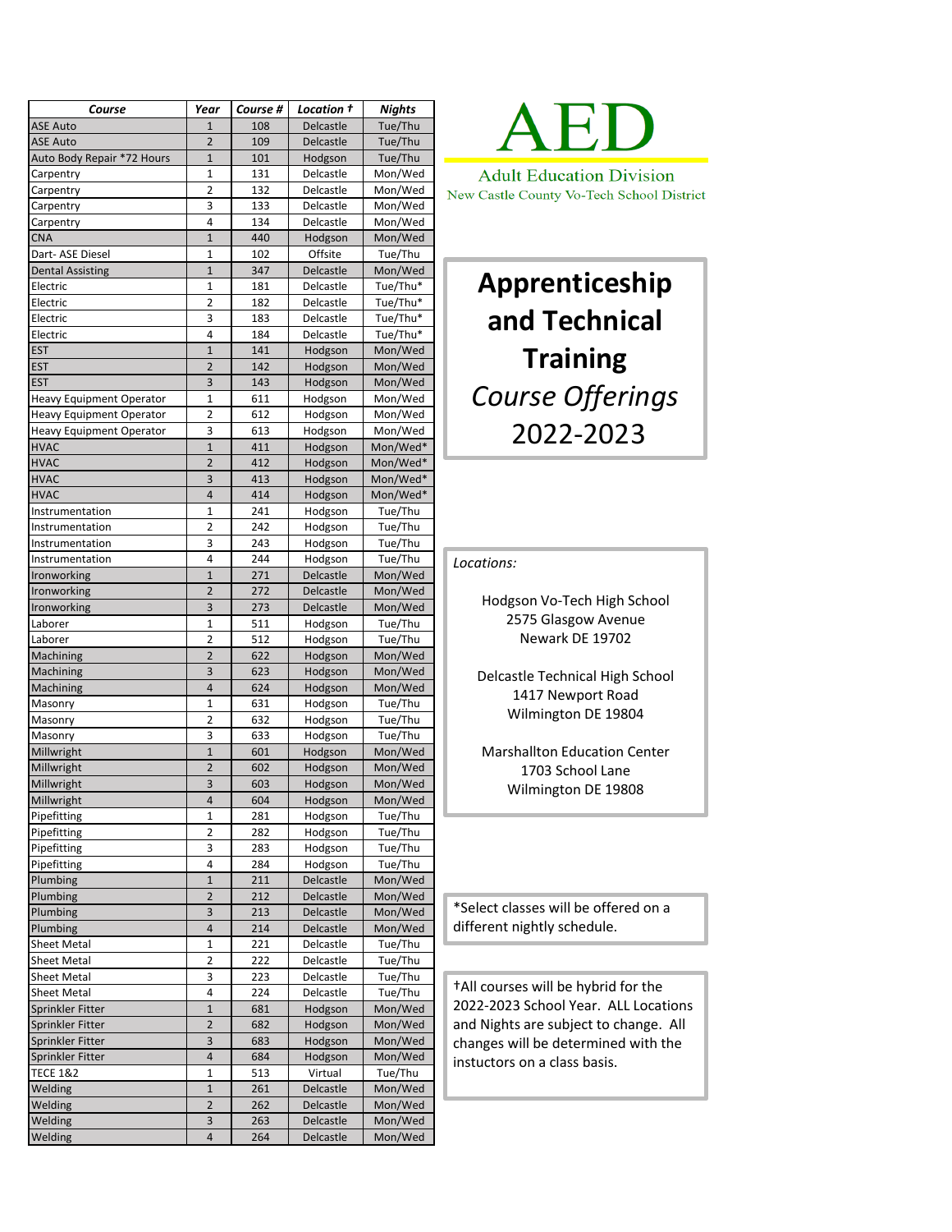# AED

Adult Education Division

New Castle County Vo-Tech School District

# Apprenticeship and Technical Training

*Course Offerings*

2022-2023

| *Course* | *Year* | *Course #* | *Location †* | *Nights* |
|---|---|---|---|---|
| ASE Auto | 1 | 108 | Delcastle | Tue/Thu |
| ASE Auto | 2 | 109 | Delcastle | Tue/Thu |
| Auto Body Repair *72 Hours | 1 | 101 | Hodgson | Tue/Thu |
| Carpentry | 1 | 131 | Delcastle | Mon/Wed |
| Carpentry | 2 | 132 | Delcastle | Mon/Wed |
| Carpentry | 3 | 133 | Delcastle | Mon/Wed |
| Carpentry | 4 | 134 | Delcastle | Mon/Wed |
| CNA | 1 | 440 | Hodgson | Mon/Wed |
| Dart- ASE Diesel | 1 | 102 | Offsite | Tue/Thu |
| Dental Assisting | 1 | 347 | Delcastle | Mon/Wed |
| Electric | 1 | 181 | Delcastle | Tue/Thu* |
| Electric | 2 | 182 | Delcastle | Tue/Thu* |
| Electric | 3 | 183 | Delcastle | Tue/Thu* |
| Electric | 4 | 184 | Delcastle | Tue/Thu* |
| EST | 1 | 141 | Hodgson | Mon/Wed |
| EST | 2 | 142 | Hodgson | Mon/Wed |
| EST | 3 | 143 | Hodgson | Mon/Wed |
| Heavy Equipment Operator | 1 | 611 | Hodgson | Mon/Wed |
| Heavy Equipment Operator | 2 | 612 | Hodgson | Mon/Wed |
| Heavy Equipment Operator | 3 | 613 | Hodgson | Mon/Wed |
| HVAC | 1 | 411 | Hodgson | Mon/Wed* |
| HVAC | 2 | 412 | Hodgson | Mon/Wed* |
| HVAC | 3 | 413 | Hodgson | Mon/Wed* |
| HVAC | 4 | 414 | Hodgson | Mon/Wed* |
| Instrumentation | 1 | 241 | Hodgson | Tue/Thu |
| Instrumentation | 2 | 242 | Hodgson | Tue/Thu |
| Instrumentation | 3 | 243 | Hodgson | Tue/Thu |
| Instrumentation | 4 | 244 | Hodgson | Tue/Thu |
| Ironworking | 1 | 271 | Delcastle | Mon/Wed |
| Ironworking | 2 | 272 | Delcastle | Mon/Wed |
| Ironworking | 3 | 273 | Delcastle | Mon/Wed |
| Laborer | 1 | 511 | Hodgson | Tue/Thu |
| Laborer | 2 | 512 | Hodgson | Tue/Thu |
| Machining | 2 | 622 | Hodgson | Mon/Wed |
| Machining | 3 | 623 | Hodgson | Mon/Wed |
| Machining | 4 | 624 | Hodgson | Mon/Wed |
| Masonry | 1 | 631 | Hodgson | Tue/Thu |
| Masonry | 2 | 632 | Hodgson | Tue/Thu |
| Masonry | 3 | 633 | Hodgson | Tue/Thu |
| Millwright | 1 | 601 | Hodgson | Mon/Wed |
| Millwright | 2 | 602 | Hodgson | Mon/Wed |
| Millwright | 3 | 603 | Hodgson | Mon/Wed |
| Millwright | 4 | 604 | Hodgson | Mon/Wed |
| Pipefitting | 1 | 281 | Hodgson | Tue/Thu |
| Pipefitting | 2 | 282 | Hodgson | Tue/Thu |
| Pipefitting | 3 | 283 | Hodgson | Tue/Thu |
| Pipefitting | 4 | 284 | Hodgson | Tue/Thu |
| Plumbing | 1 | 211 | Delcastle | Mon/Wed |
| Plumbing | 2 | 212 | Delcastle | Mon/Wed |
| Plumbing | 3 | 213 | Delcastle | Mon/Wed |
| Plumbing | 4 | 214 | Delcastle | Mon/Wed |
| Sheet Metal | 1 | 221 | Delcastle | Tue/Thu |
| Sheet Metal | 2 | 222 | Delcastle | Tue/Thu |
| Sheet Metal | 3 | 223 | Delcastle | Tue/Thu |
| Sheet Metal | 4 | 224 | Delcastle | Tue/Thu |
| Sprinkler Fitter | 1 | 681 | Hodgson | Mon/Wed |
| Sprinkler Fitter | 2 | 682 | Hodgson | Mon/Wed |
| Sprinkler Fitter | 3 | 683 | Hodgson | Mon/Wed |
| Sprinkler Fitter | 4 | 684 | Hodgson | Mon/Wed |
| TECE 1&2 | 1 | 513 | Virtual | Tue/Thu |
| Welding | 1 | 261 | Delcastle | Mon/Wed |
| Welding | 2 | 262 | Delcastle | Mon/Wed |
| Welding | 3 | 263 | Delcastle | Mon/Wed |
| Welding | 4 | 264 | Delcastle | Mon/Wed |

*Locations:*

Hodgson Vo-Tech High School
2575 Glasgow Avenue
Newark DE 19702

Delcastle Technical High School
1417 Newport Road
Wilmington DE 19804

Marshallton Education Center
1703 School Lane
Wilmington DE 19808

*Select classes will be offered on a different nightly schedule.

†All courses will be hybrid for the 2022-2023 School Year. ALL Locations and Nights are subject to change. All changes will be determined with the instuctors on a class basis.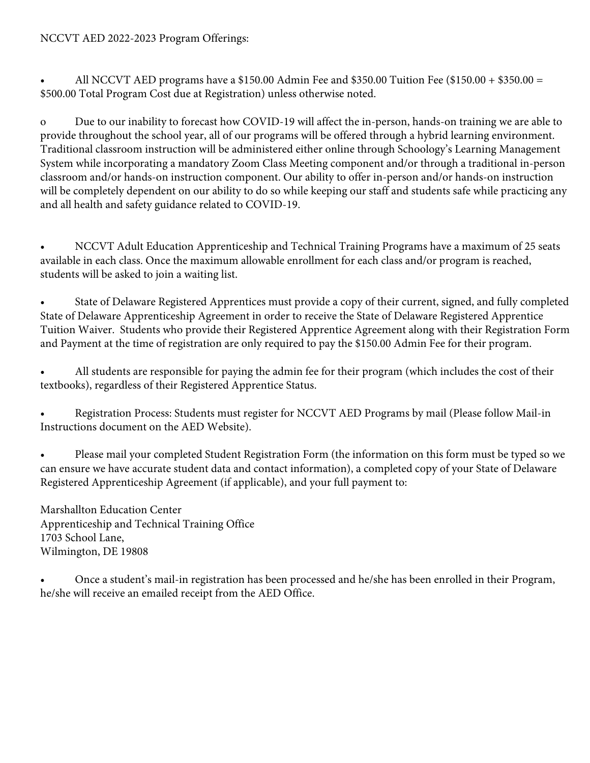NCCVT AED 2022-2023 Program Offerings:

- All NCCVT AED programs have a $150.00 Admin Fee and $350.00 Tuition Fee ($150.00 + $350.00 = $500.00 Total Program Cost due at Registration) unless otherwise noted.

  - Due to our inability to forecast how COVID-19 will affect the in-person, hands-on training we are able to provide throughout the school year, all of our programs will be offered through a hybrid learning environment. Traditional classroom instruction will be administered either online through Schoology's Learning Management System while incorporating a mandatory Zoom Class Meeting component and/or through a traditional in-person classroom and/or hands-on instruction component. Our ability to offer in-person and/or hands-on instruction will be completely dependent on our ability to do so while keeping our staff and students safe while practicing any and all health and safety guidance related to COVID-19.

- NCCVT Adult Education Apprenticeship and Technical Training Programs have a maximum of 25 seats available in each class. Once the maximum allowable enrollment for each class and/or program is reached, students will be asked to join a waiting list.

- State of Delaware Registered Apprentices must provide a copy of their current, signed, and fully completed State of Delaware Apprenticeship Agreement in order to receive the State of Delaware Registered Apprentice Tuition Waiver. Students who provide their Registered Apprentice Agreement along with their Registration Form and Payment at the time of registration are only required to pay the $150.00 Admin Fee for their program.

- All students are responsible for paying the admin fee for their program (which includes the cost of their textbooks), regardless of their Registered Apprentice Status.

- Registration Process: Students must register for NCCVT AED Programs by mail (Please follow Mail-in Instructions document on the AED Website).

- Please mail your completed Student Registration Form (the information on this form must be typed so we can ensure we have accurate student data and contact information), a completed copy of your State of Delaware Registered Apprenticeship Agreement (if applicable), and your full payment to:

Marshallton Education Center
Apprenticeship and Technical Training Office
1703 School Lane,
Wilmington, DE 19808

- Once a student's mail-in registration has been processed and he/she has been enrolled in their Program, he/she will receive an emailed receipt from the AED Office.